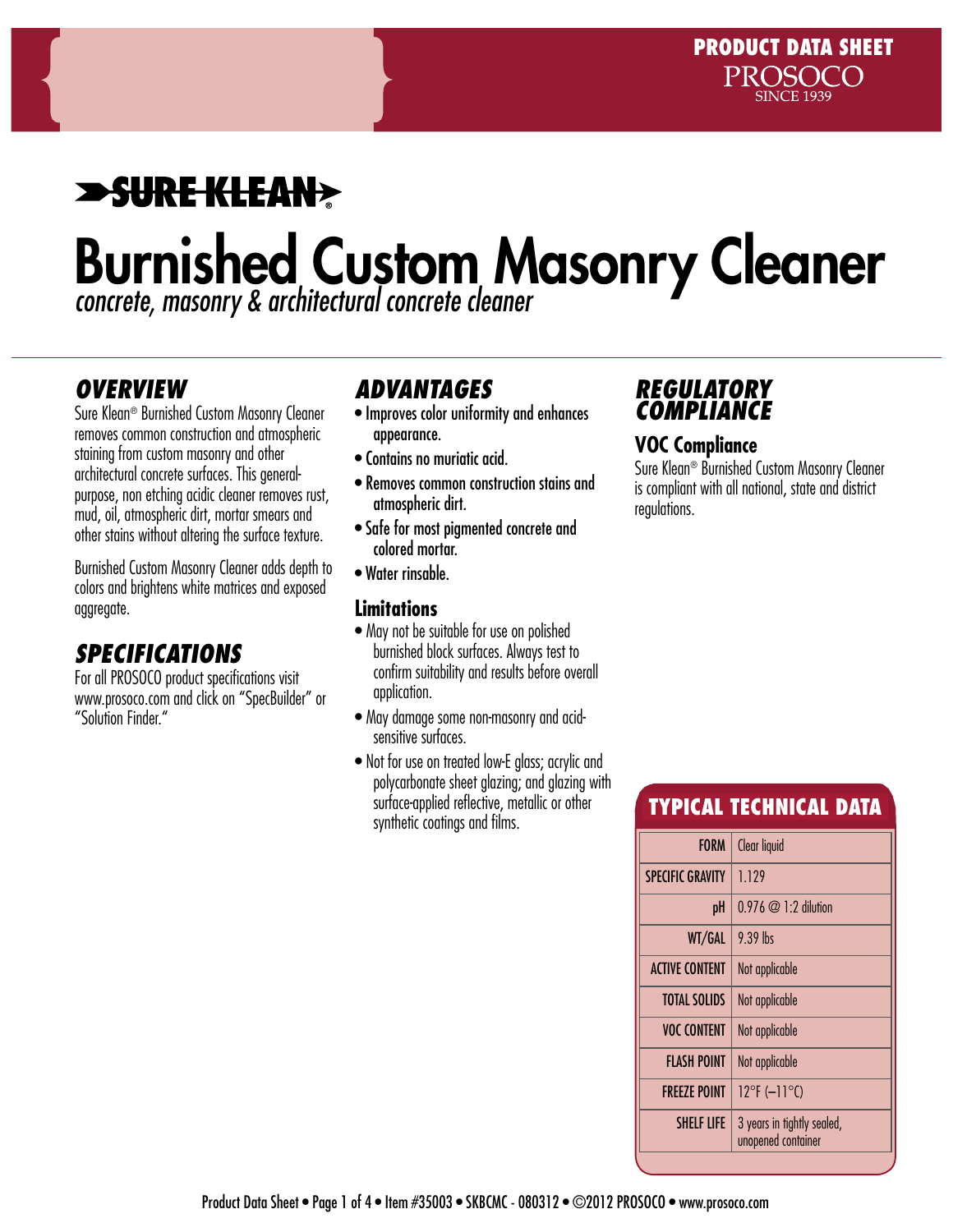PRODUCT DATA SHEET
PROSOCO
SINCE 1939

SURE KLEAN®

# Burnished Custom Masonry Cleaner

*concrete, masonry & architectural concrete cleaner*

## OVERVIEW

Sure Klean® Burnished Custom Masonry Cleaner removes common construction and atmospheric staining from custom masonry and other architectural concrete surfaces. This general-purpose, non etching acidic cleaner removes rust, mud, oil, atmospheric dirt, mortar smears and other stains without altering the surface texture.

Burnished Custom Masonry Cleaner adds depth to colors and brightens white matrices and exposed aggregate.

## SPECIFICATIONS

For all PROSOCO product specifications visit www.prosoco.com and click on "SpecBuilder" or "Solution Finder."

## ADVANTAGES

- **Improves color uniformity and enhances appearance.**
- **Contains no muriatic acid.**
- **Removes common construction stains and atmospheric dirt.**
- **Safe for most pigmented concrete and colored mortar.**
- **Water rinsable.**

### Limitations

- May not be suitable for use on polished burnished block surfaces. Always test to confirm suitability and results before overall application.
- May damage some non-masonry and acid-sensitive surfaces.
- Not for use on treated low-E glass; acrylic and polycarbonate sheet glazing; and glazing with surface-applied reflective, metallic or other synthetic coatings and films.

## REGULATORY COMPLIANCE

### VOC Compliance

Sure Klean® Burnished Custom Masonry Cleaner is compliant with all national, state and district regulations.

## TYPICAL TECHNICAL DATA

| | |
|---|---|
| FORM | Clear liquid |
| SPECIFIC GRAVITY | 1.129 |
| pH | 0.976 @ 1:2 dilution |
| WT/GAL | 9.39 lbs |
| ACTIVE CONTENT | Not applicable |
| TOTAL SOLIDS | Not applicable |
| VOC CONTENT | Not applicable |
| FLASH POINT | Not applicable |
| FREEZE POINT | 12°F (–11°C) |
| SHELF LIFE | 3 years in tightly sealed, unopened container |

Product Data Sheet • Page 1 of 4 • Item #35003 • SKBCMC - 080312 • ©2012 PROSOCO • www.prosoco.com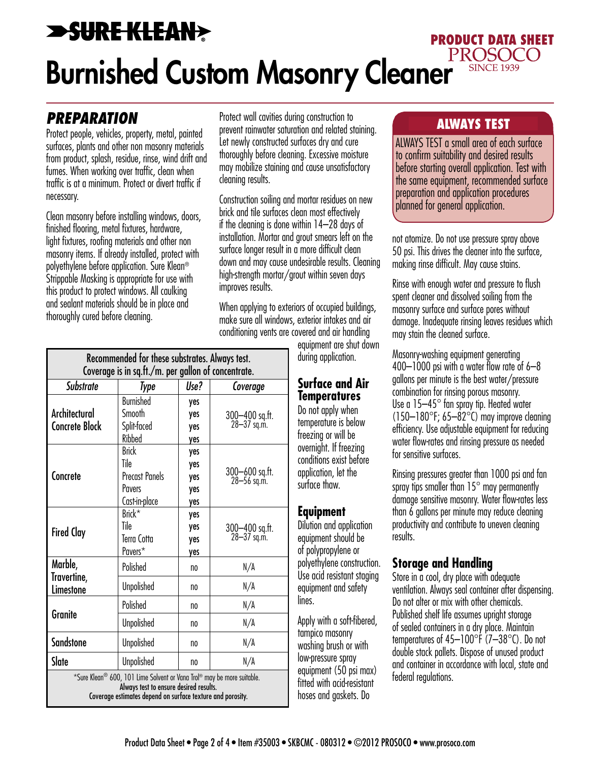# SURE KLEAN®

# Burnished Custom Masonry Cleaner

**PRODUCT DATA SHEET**
PROSOCO SINCE 1939

## PREPARATION

Protect people, vehicles, property, metal, painted surfaces, plants and other non masonry materials from product, splash, residue, rinse, wind drift and fumes. When working over traffic, clean when traffic is at a minimum. Protect or divert traffic if necessary.

Clean masonry before installing windows, doors, finished flooring, metal fixtures, hardware, light fixtures, roofing materials and other non masonry items. If already installed, protect with polyethylene before application. Sure Klean® Strippable Masking is appropriate for use with this product to protect windows. All caulking and sealant materials should be in place and thoroughly cured before cleaning.

Protect wall cavities during construction to prevent rainwater saturation and related staining. Let newly constructed surfaces dry and cure thoroughly before cleaning. Excessive moisture may mobilize staining and cause unsatisfactory cleaning results.

Construction soiling and mortar residues on new brick and tile surfaces clean most effectively if the cleaning is done within 14–28 days of installation. Mortar and grout smears left on the surface longer result in a more difficult clean down and may cause undesirable results. Cleaning high-strength mortar/grout within seven days improves results.

When applying to exteriors of occupied buildings, make sure all windows, exterior intakes and air conditioning vents are covered and air handling equipment are shut down during application.

Recommended for these substrates. Always test.
Coverage is in sq.ft./m. per gallon of concentrate.

| *Substrate* | *Type* | *Use?* | *Coverage* |
|---|---|---|---|
| Architectural Concrete Block | Burnished | yes | 300–400 sq.ft. 28–37 sq.m. |
| | Smooth | yes | |
| | Split-faced | yes | |
| | Ribbed | yes | |
| Concrete | Brick | yes | 300–600 sq.ft. 28–56 sq.m. |
| | Tile | yes | |
| | Precast Panels | yes | |
| | Pavers | yes | |
| | Cast-in-place | yes | |
| Fired Clay | Brick* | yes | 300–400 sq.ft. 28–37 sq.m. |
| | Tile | yes | |
| | Terra Cotta | yes | |
| | Pavers* | yes | |
| Marble, Travertine, Limestone | Polished | no | N/A |
| | Unpolished | no | N/A |
| Granite | Polished | no | N/A |
| | Unpolished | no | N/A |
| Sandstone | Unpolished | no | N/A |
| Slate | Unpolished | no | N/A |

*Sure Klean® 600, 101 Lime Solvent or Vana Trol® may be more suitable.
Always test to ensure desired results.
Coverage estimates depend on surface texture and porosity.

### Surface and Air Temperatures

Do not apply when temperature is below freezing or will be overnight. If freezing conditions exist before application, let the surface thaw.

### Equipment

Dilution and application equipment should be of polypropylene or polyethylene construction. Use acid resistant staging equipment and safety lines.

Apply with a soft-fibered, tampico masonry washing brush or with low-pressure spray equipment (50 psi max) fitted with acid-resistant hoses and gaskets. Do not atomize. Do not use pressure spray above 50 psi. This drives the cleaner into the surface, making rinse difficult. May cause stains.

Rinse with enough water and pressure to flush spent cleaner and dissolved soiling from the masonry surface and surface pores without damage. Inadequate rinsing leaves residues which may stain the cleaned surface.

Masonry-washing equipment generating 400–1000 psi with a water flow rate of 6–8 gallons per minute is the best water/pressure combination for rinsing porous masonry. Use a 15–45° fan spray tip. Heated water (150–180°F; 65–82°C) may improve cleaning efficiency. Use adjustable equipment for reducing water flow-rates and rinsing pressure as needed for sensitive surfaces.

Rinsing pressures greater than 1000 psi and fan spray tips smaller than 15° may permanently damage sensitive masonry. Water flow-rates less than 6 gallons per minute may reduce cleaning productivity and contribute to uneven cleaning results.

## ALWAYS TEST

ALWAYS TEST a small area of each surface to confirm suitability and desired results before starting overall application. Test with the same equipment, recommended surface preparation and application procedures planned for general application.

### Storage and Handling

Store in a cool, dry place with adequate ventilation. Always seal container after dispensing. Do not alter or mix with other chemicals. Published shelf life assumes upright storage of sealed containers in a dry place. Maintain temperatures of 45–100°F (7–38°C). Do not double stack pallets. Dispose of unused product and container in accordance with local, state and federal regulations.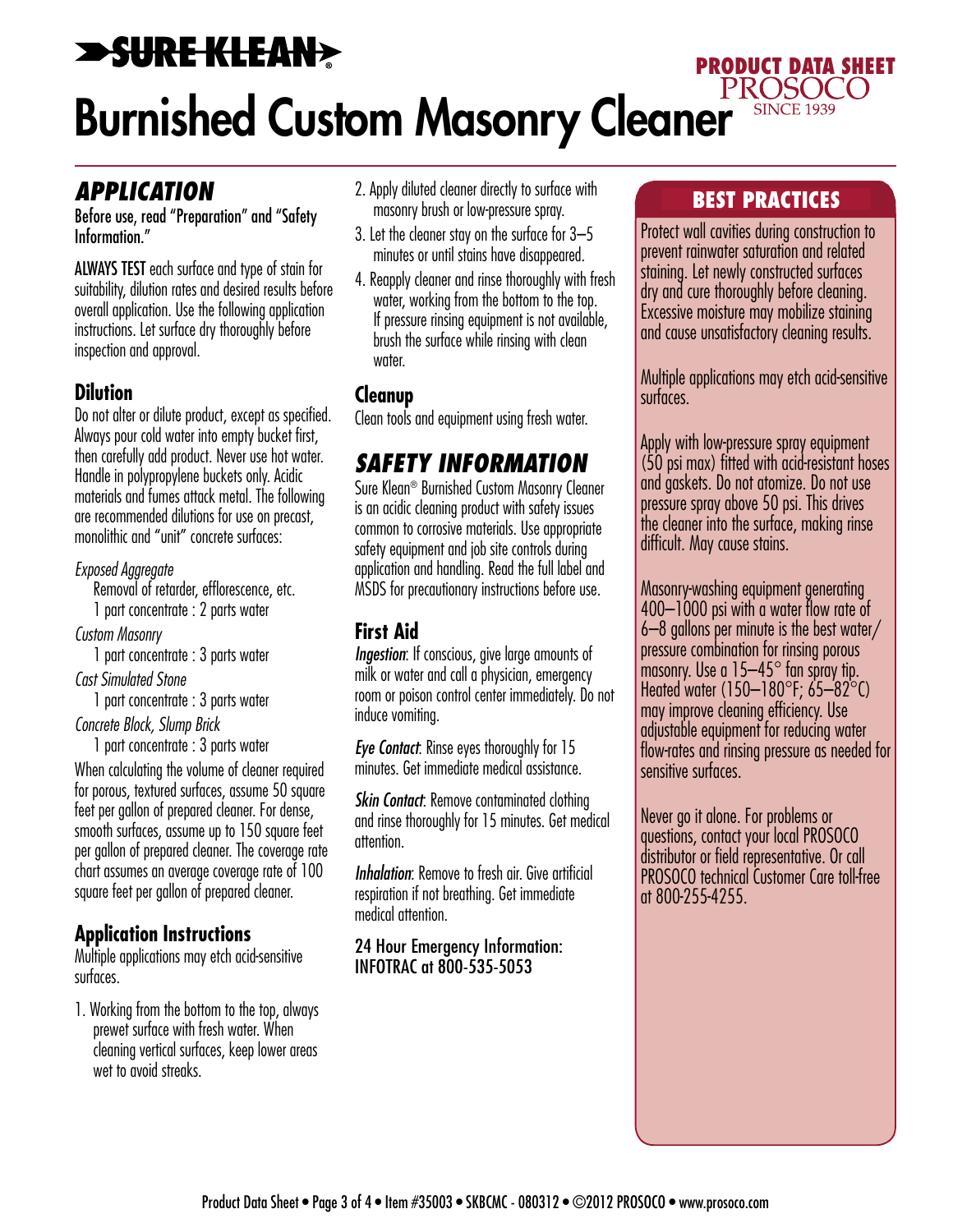# SURE KLEAN®

# Burnished Custom Masonry Cleaner

PRODUCT DATA SHEET
PROSOCO SINCE 1939

## *APPLICATION*

Before use, read "Preparation" and "Safety Information."

ALWAYS TEST each surface and type of stain for suitability, dilution rates and desired results before overall application. Use the following application instructions. Let surface dry thoroughly before inspection and approval.

### Dilution

Do not alter or dilute product, except as specified. Always pour cold water into empty bucket first, then carefully add product. Never use hot water. Handle in polypropylene buckets only. Acidic materials and fumes attack metal. The following are recommended dilutions for use on precast, monolithic and "unit" concrete surfaces:

*Exposed Aggregate*
Removal of retarder, efflorescence, etc.
1 part concentrate : 2 parts water

*Custom Masonry*
1 part concentrate : 3 parts water

*Cast Simulated Stone*
1 part concentrate : 3 parts water

*Concrete Block, Slump Brick*
1 part concentrate : 3 parts water

When calculating the volume of cleaner required for porous, textured surfaces, assume 50 square feet per gallon of prepared cleaner. For dense, smooth surfaces, assume up to 150 square feet per gallon of prepared cleaner. The coverage rate chart assumes an average coverage rate of 100 square feet per gallon of prepared cleaner.

### Application Instructions

Multiple applications may etch acid-sensitive surfaces.

1. Working from the bottom to the top, always prewet surface with fresh water. When cleaning vertical surfaces, keep lower areas wet to avoid streaks.
2. Apply diluted cleaner directly to surface with masonry brush or low-pressure spray.
3. Let the cleaner stay on the surface for 3–5 minutes or until stains have disappeared.
4. Reapply cleaner and rinse thoroughly with fresh water, working from the bottom to the top. If pressure rinsing equipment is not available, brush the surface while rinsing with clean water.

### Cleanup

Clean tools and equipment using fresh water.

## *SAFETY INFORMATION*

Sure Klean® Burnished Custom Masonry Cleaner is an acidic cleaning product with safety issues common to corrosive materials. Use appropriate safety equipment and job site controls during application and handling. Read the full label and MSDS for precautionary instructions before use.

### First Aid

***Ingestion***: If conscious, give large amounts of milk or water and call a physician, emergency room or poison control center immediately. Do not induce vomiting.

***Eye Contact***: Rinse eyes thoroughly for 15 minutes. Get immediate medical assistance.

***Skin Contact***: Remove contaminated clothing and rinse thoroughly for 15 minutes. Get medical attention.

***Inhalation***: Remove to fresh air. Give artificial respiration if not breathing. Get immediate medical attention.

24 Hour Emergency Information:
INFOTRAC at 800-535-5053

## BEST PRACTICES

Protect wall cavities during construction to prevent rainwater saturation and related staining. Let newly constructed surfaces dry and cure thoroughly before cleaning. Excessive moisture may mobilize staining and cause unsatisfactory cleaning results.

Multiple applications may etch acid-sensitive surfaces.

Apply with low-pressure spray equipment (50 psi max) fitted with acid-resistant hoses and gaskets. Do not atomize. Do not use pressure spray above 50 psi. This drives the cleaner into the surface, making rinse difficult. May cause stains.

Masonry-washing equipment generating 400–1000 psi with a water flow rate of 6–8 gallons per minute is the best water/pressure combination for rinsing porous masonry. Use a 15–45° fan spray tip. Heated water (150–180°F; 65–82°C) may improve cleaning efficiency. Use adjustable equipment for reducing water flow-rates and rinsing pressure as needed for sensitive surfaces.

Never go it alone. For problems or questions, contact your local PROSOCO distributor or field representative. Or call PROSOCO technical Customer Care toll-free at 800-255-4255.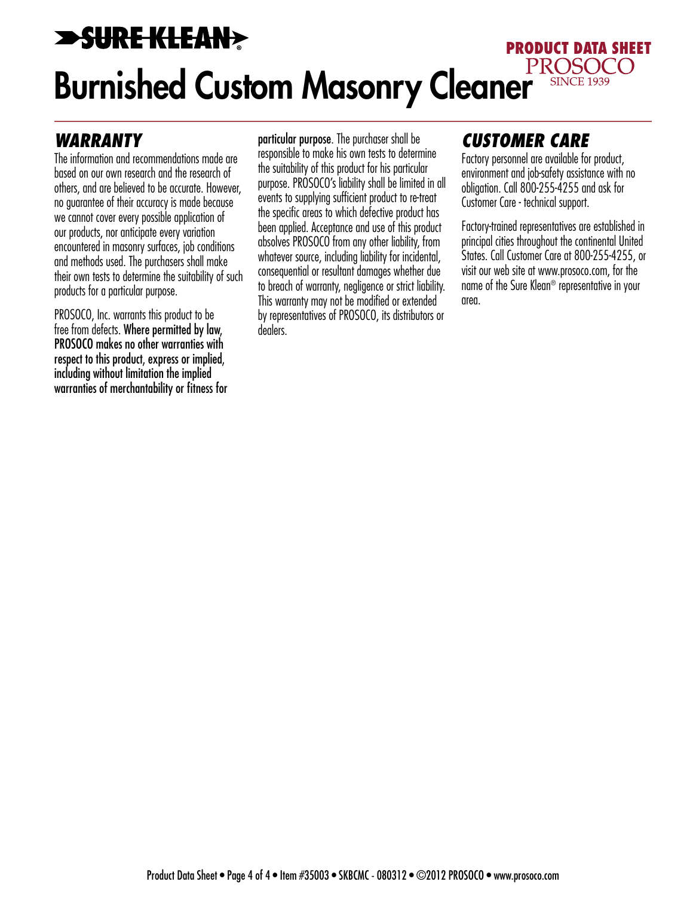# Burnished Custom Masonry Cleaner

## *WARRANTY*

The information and recommendations made are based on our own research and the research of others, and are believed to be accurate. However, no guarantee of their accuracy is made because we cannot cover every possible application of our products, nor anticipate every variation encountered in masonry surfaces, job conditions and methods used. The purchasers shall make their own tests to determine the suitability of such products for a particular purpose.

PROSOCO, Inc. warrants this product to be free from defects. **Where permitted by law, PROSOCO makes no other warranties with respect to this product, express or implied, including without limitation the implied warranties of merchantability or fitness for particular purpose**. The purchaser shall be responsible to make his own tests to determine the suitability of this product for his particular purpose. PROSOCO's liability shall be limited in all events to supplying sufficient product to re-treat the specific areas to which defective product has been applied. Acceptance and use of this product absolves PROSOCO from any other liability, from whatever source, including liability for incidental, consequential or resultant damages whether due to breach of warranty, negligence or strict liability. This warranty may not be modified or extended by representatives of PROSOCO, its distributors or dealers.

## *CUSTOMER CARE*

Factory personnel are available for product, environment and job-safety assistance with no obligation. Call 800-255-4255 and ask for Customer Care - technical support.

Factory-trained representatives are established in principal cities throughout the continental United States. Call Customer Care at 800-255-4255, or visit our web site at www.prosoco.com, for the name of the Sure Klean® representative in your area.